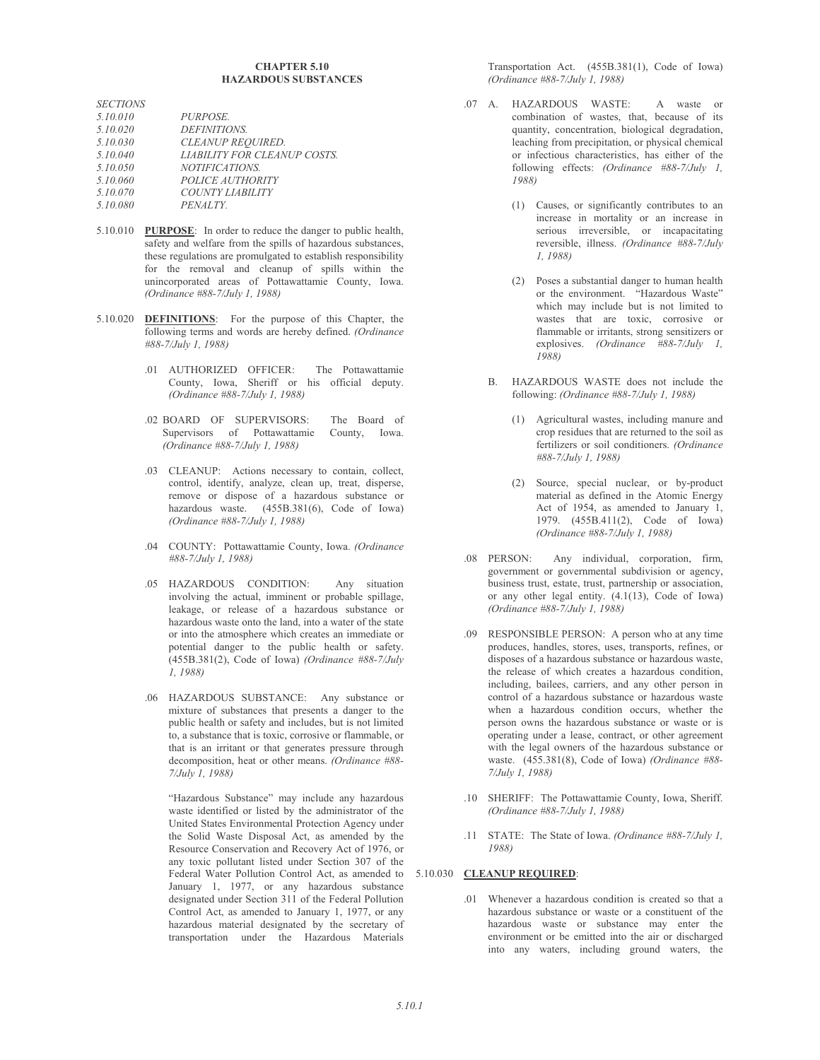# CHAPTER 5.10
# HAZARDOUS SUBSTANCES

*SECTIONS*

*5.10.010 PURPOSE.*
*5.10.020 DEFINITIONS.*
*5.10.030 CLEANUP REQUIRED.*
*5.10.040 LIABILITY FOR CLEANUP COSTS.*
*5.10.050 NOTIFICATIONS.*
*5.10.060 POLICE AUTHORITY*
*5.10.070 COUNTY LIABILITY*
*5.10.080 PENALTY.*

5.10.010 **PURPOSE**: In order to reduce the danger to public health, safety and welfare from the spills of hazardous substances, these regulations are promulgated to establish responsibility for the removal and cleanup of spills within the unincorporated areas of Pottawattamie County, Iowa. *(Ordinance #88-7/July 1, 1988)*

5.10.020 **DEFINITIONS**: For the purpose of this Chapter, the following terms and words are hereby defined. *(Ordinance #88-7/July 1, 1988)*

.01 AUTHORIZED OFFICER: The Pottawattamie County, Iowa, Sheriff or his official deputy. *(Ordinance #88-7/July 1, 1988)*

.02 BOARD OF SUPERVISORS: The Board of Supervisors of Pottawattamie County, Iowa. *(Ordinance #88-7/July 1, 1988)*

.03 CLEANUP: Actions necessary to contain, collect, control, identify, analyze, clean up, treat, disperse, remove or dispose of a hazardous substance or hazardous waste. (455B.381(6), Code of Iowa) *(Ordinance #88-7/July 1, 1988)*

.04 COUNTY: Pottawattamie County, Iowa. *(Ordinance #88-7/July 1, 1988)*

.05 HAZARDOUS CONDITION: Any situation involving the actual, imminent or probable spillage, leakage, or release of a hazardous substance or hazardous waste onto the land, into a water of the state or into the atmosphere which creates an immediate or potential danger to the public health or safety. (455B.381(2), Code of Iowa) *(Ordinance #88-7/July 1, 1988)*

.06 HAZARDOUS SUBSTANCE: Any substance or mixture of substances that presents a danger to the public health or safety and includes, but is not limited to, a substance that is toxic, corrosive or flammable, or that is an irritant or that generates pressure through decomposition, heat or other means. *(Ordinance #88-7/July 1, 1988)*

"Hazardous Substance" may include any hazardous waste identified or listed by the administrator of the United States Environmental Protection Agency under the Solid Waste Disposal Act, as amended by the Resource Conservation and Recovery Act of 1976, or any toxic pollutant listed under Section 307 of the Federal Water Pollution Control Act, as amended to January 1, 1977, or any hazardous substance designated under Section 311 of the Federal Pollution Control Act, as amended to January 1, 1977, or any hazardous material designated by the secretary of transportation under the Hazardous Materials Transportation Act. (455B.381(1), Code of Iowa) *(Ordinance #88-7/July 1, 1988)*

.07 A. HAZARDOUS WASTE: A waste or combination of wastes, that, because of its quantity, concentration, biological degradation, leaching from precipitation, or physical chemical or infectious characteristics, has either of the following effects: *(Ordinance #88-7/July 1, 1988)*

(1) Causes, or significantly contributes to an increase in mortality or an increase in serious irreversible, or incapacitating reversible, illness. *(Ordinance #88-7/July 1, 1988)*

(2) Poses a substantial danger to human health or the environment. "Hazardous Waste" which may include but is not limited to wastes that are toxic, corrosive or flammable or irritants, strong sensitizers or explosives. *(Ordinance #88-7/July 1, 1988)*

B. HAZARDOUS WASTE does not include the following: *(Ordinance #88-7/July 1, 1988)*

(1) Agricultural wastes, including manure and crop residues that are returned to the soil as fertilizers or soil conditioners. *(Ordinance #88-7/July 1, 1988)*

(2) Source, special nuclear, or by-product material as defined in the Atomic Energy Act of 1954, as amended to January 1, 1979. (455B.411(2), Code of Iowa) *(Ordinance #88-7/July 1, 1988)*

.08 PERSON: Any individual, corporation, firm, government or governmental subdivision or agency, business trust, estate, trust, partnership or association, or any other legal entity. (4.1(13), Code of Iowa) *(Ordinance #88-7/July 1, 1988)*

.09 RESPONSIBLE PERSON: A person who at any time produces, handles, stores, uses, transports, refines, or disposes of a hazardous substance or hazardous waste, the release of which creates a hazardous condition, including, bailees, carriers, and any other person in control of a hazardous substance or hazardous waste when a hazardous condition occurs, whether the person owns the hazardous substance or waste or is operating under a lease, contract, or other agreement with the legal owners of the hazardous substance or waste. (455.381(8), Code of Iowa) *(Ordinance #88-7/July 1, 1988)*

.10 SHERIFF: The Pottawattamie County, Iowa, Sheriff. *(Ordinance #88-7/July 1, 1988)*

.11 STATE: The State of Iowa. *(Ordinance #88-7/July 1, 1988)*

5.10.030 **CLEANUP REQUIRED**:

.01 Whenever a hazardous condition is created so that a hazardous substance or waste or a constituent of the hazardous waste or substance may enter the environment or be emitted into the air or discharged into any waters, including ground waters, the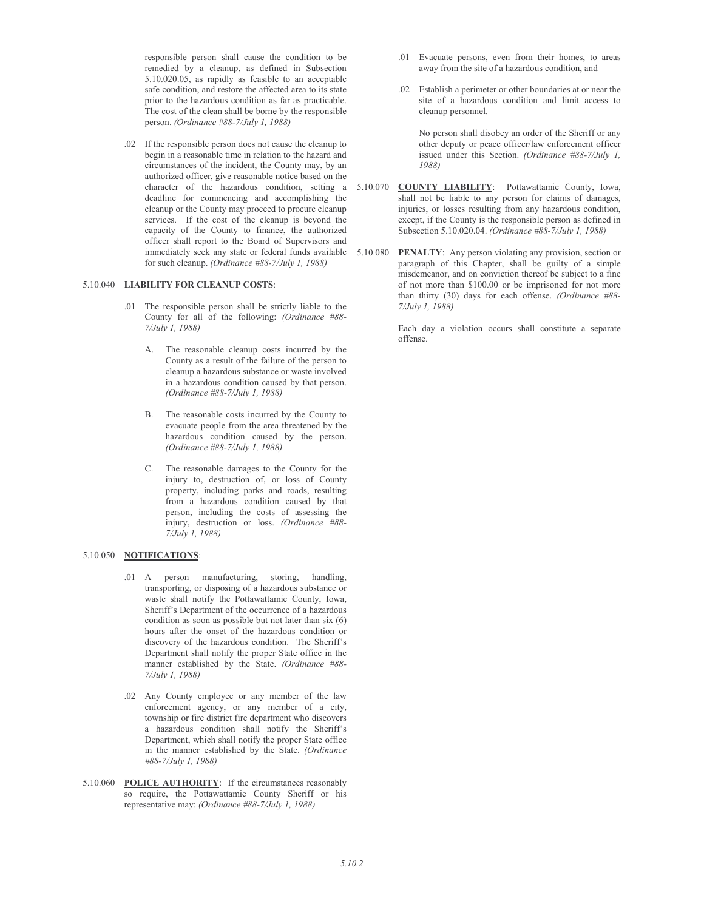responsible person shall cause the condition to be remedied by a cleanup, as defined in Subsection 5.10.020.05, as rapidly as feasible to an acceptable safe condition, and restore the affected area to its state prior to the hazardous condition as far as practicable. The cost of the clean shall be borne by the responsible person. *(Ordinance #88-7/July 1, 1988)*

.02 If the responsible person does not cause the cleanup to begin in a reasonable time in relation to the hazard and circumstances of the incident, the County may, by an authorized officer, give reasonable notice based on the character of the hazardous condition, setting a deadline for commencing and accomplishing the cleanup or the County may proceed to procure cleanup services. If the cost of the cleanup is beyond the capacity of the County to finance, the authorized officer shall report to the Board of Supervisors and immediately seek any state or federal funds available for such cleanup. *(Ordinance #88-7/July 1, 1988)*

5.10.040 **LIABILITY FOR CLEANUP COSTS**:

.01 The responsible person shall be strictly liable to the County for all of the following: *(Ordinance #88-7/July 1, 1988)*

A. The reasonable cleanup costs incurred by the County as a result of the failure of the person to cleanup a hazardous substance or waste involved in a hazardous condition caused by that person. *(Ordinance #88-7/July 1, 1988)*

B. The reasonable costs incurred by the County to evacuate people from the area threatened by the hazardous condition caused by the person. *(Ordinance #88-7/July 1, 1988)*

C. The reasonable damages to the County for the injury to, destruction of, or loss of County property, including parks and roads, resulting from a hazardous condition caused by that person, including the costs of assessing the injury, destruction or loss. *(Ordinance #88-7/July 1, 1988)*

5.10.050 **NOTIFICATIONS**:

.01 A person manufacturing, storing, handling, transporting, or disposing of a hazardous substance or waste shall notify the Pottawattamie County, Iowa, Sheriff's Department of the occurrence of a hazardous condition as soon as possible but not later than six (6) hours after the onset of the hazardous condition or discovery of the hazardous condition. The Sheriff's Department shall notify the proper State office in the manner established by the State. *(Ordinance #88-7/July 1, 1988)*

.02 Any County employee or any member of the law enforcement agency, or any member of a city, township or fire district fire department who discovers a hazardous condition shall notify the Sheriff's Department, which shall notify the proper State office in the manner established by the State. *(Ordinance #88-7/July 1, 1988)*

5.10.060 **POLICE AUTHORITY**: If the circumstances reasonably so require, the Pottawattamie County Sheriff or his representative may: *(Ordinance #88-7/July 1, 1988)*

.01 Evacuate persons, even from their homes, to areas away from the site of a hazardous condition, and

.02 Establish a perimeter or other boundaries at or near the site of a hazardous condition and limit access to cleanup personnel.

No person shall disobey an order of the Sheriff or any other deputy or peace officer/law enforcement officer issued under this Section. *(Ordinance #88-7/July 1, 1988)*

5.10.070 **COUNTY LIABILITY**: Pottawattamie County, Iowa, shall not be liable to any person for claims of damages, injuries, or losses resulting from any hazardous condition, except, if the County is the responsible person as defined in Subsection 5.10.020.04. *(Ordinance #88-7/July 1, 1988)*

5.10.080 **PENALTY**: Any person violating any provision, section or paragraph of this Chapter, shall be guilty of a simple misdemeanor, and on conviction thereof be subject to a fine of not more than $100.00 or be imprisoned for not more than thirty (30) days for each offense. *(Ordinance #88-7/July 1, 1988)*

Each day a violation occurs shall constitute a separate offense.